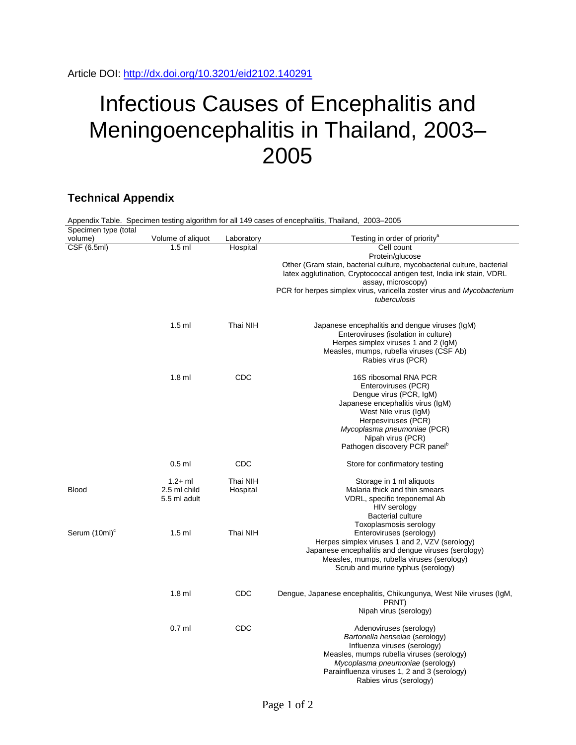Article DOI: http://dx.doi.org/10.3201/eid2102.140291

# Infectious Causes of Encephalitis and Meningoencephalitis in Thailand, 2003–2005

## Technical Appendix

Appendix Table. Specimen testing algorithm for all 149 cases of encephalitis, Thailand, 2003–2005

| Specimen type (total volume) | Volume of aliquot | Laboratory | Testing in order of priority[a] |
|---|---|---|---|
| CSF (6.5ml) | 1.5 ml | Hospital | Cell count<br>Protein/glucose<br>Other (Gram stain, bacterial culture, mycobacterial culture, bacterial latex agglutination, Cryptococcal antigen test, India ink stain, VDRL assay, microscopy)<br>PCR for herpes simplex virus, varicella zoster virus and *Mycobacterium tuberculosis* |
| | 1.5 ml | Thai NIH | Japanese encephalitis and dengue viruses (IgM)<br>Enteroviruses (isolation in culture)<br>Herpes simplex viruses 1 and 2 (IgM)<br>Measles, mumps, rubella viruses (CSF Ab)<br>Rabies virus (PCR) |
| | 1.8 ml | CDC | 16S ribosomal RNA PCR<br>Enteroviruses (PCR)<br>Dengue virus (PCR, IgM)<br>Japanese encephalitis virus (IgM)<br>West Nile virus (IgM)<br>Herpesviruses (PCR)<br>*Mycoplasma pneumoniae* (PCR)<br>Nipah virus (PCR)<br>Pathogen discovery PCR panel[b] |
| | 0.5 ml | CDC | Store for confirmatory testing |
| | 1.2+ ml | Thai NIH | Storage in 1 ml aliquots |
| Blood | 2.5 ml child<br>5.5 ml adult | Hospital | Malaria thick and thin smears<br>VDRL, specific treponemal Ab<br>HIV serology<br>Bacterial culture<br>Toxoplasmosis serology |
| Serum (10ml)[c] | 1.5 ml | Thai NIH | Enteroviruses (serology)<br>Herpes simplex viruses 1 and 2, VZV (serology)<br>Japanese encephalitis and dengue viruses (serology)<br>Measles, mumps, rubella viruses (serology)<br>Scrub and murine typhus (serology) |
| | 1.8 ml | CDC | Dengue, Japanese encephalitis, Chikungunya, West Nile viruses (IgM, PRNT)<br>Nipah virus (serology) |
| | 0.7 ml | CDC | Adenoviruses (serology)<br>*Bartonella henselae* (serology)<br>Influenza viruses (serology)<br>Measles, mumps rubella viruses (serology)<br>*Mycoplasma pneumoniae* (serology)<br>Parainfluenza viruses 1, 2 and 3 (serology)<br>Rabies virus (serology) |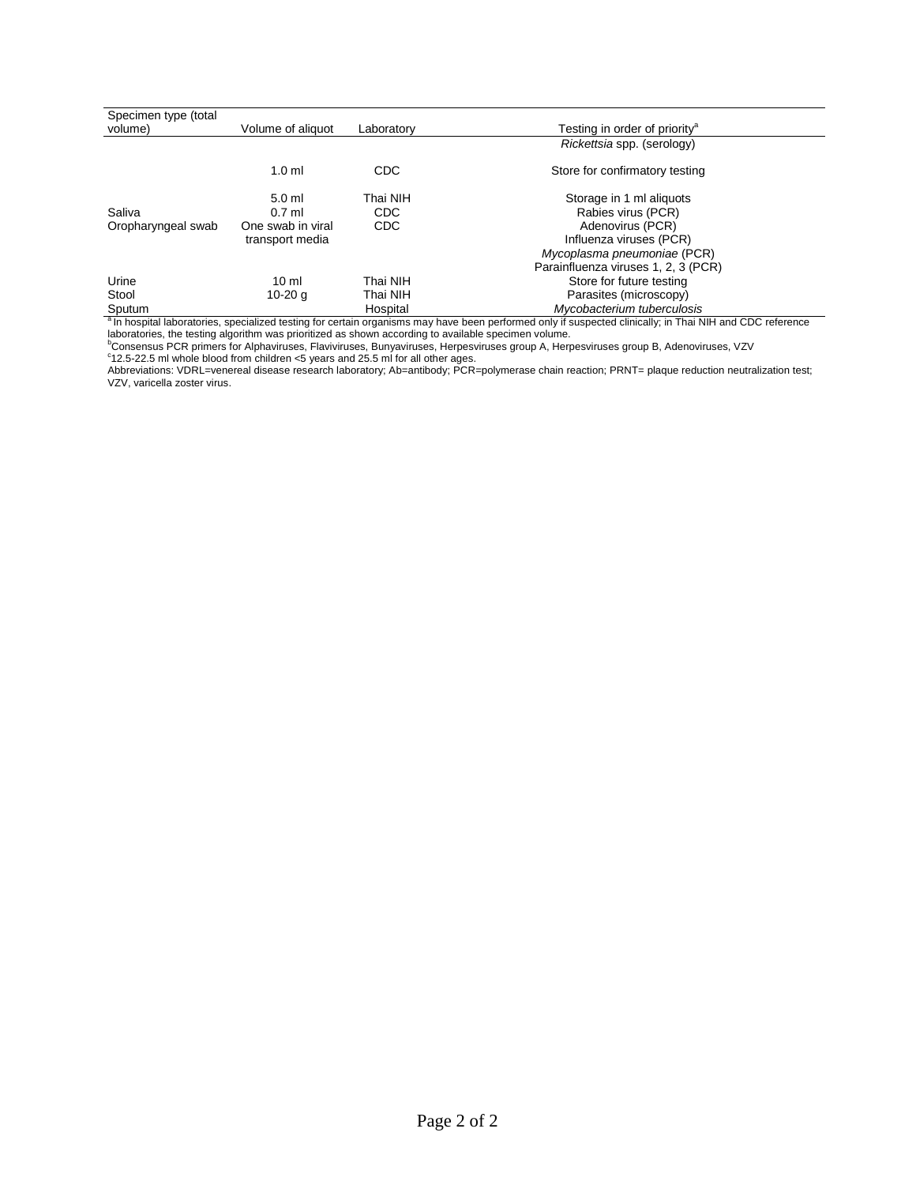| Specimen type (total volume) | Volume of aliquot | Laboratory | Testing in order of priority[a] |
|---|---|---|---|
| | | | *Rickettsia* spp. (serology) |
| | 1.0 ml | CDC | Store for confirmatory testing |
| | 5.0 ml | Thai NIH | Storage in 1 ml aliquots |
| Saliva | 0.7 ml | CDC | Rabies virus (PCR) |
| Oropharyngeal swab | One swab in viral transport media | CDC | Adenovirus (PCR) |
| | | | Influenza viruses (PCR) |
| | | | *Mycoplasma pneumoniae* (PCR) |
| | | | Parainfluenza viruses 1, 2, 3 (PCR) |
| Urine | 10 ml | Thai NIH | Store for future testing |
| Stool | 10-20 g | Thai NIH | Parasites (microscopy) |
| Sputum | | Hospital | *Mycobacterium tuberculosis* |

[a] In hospital laboratories, specialized testing for certain organisms may have been performed only if suspected clinically; in Thai NIH and CDC reference laboratories, the testing algorithm was prioritized as shown according to available specimen volume.

[b] Consensus PCR primers for Alphaviruses, Flaviviruses, Bunyaviruses, Herpesviruses group A, Herpesviruses group B, Adenoviruses, VZV

[c] 12.5-22.5 ml whole blood from children <5 years and 25.5 ml for all other ages.

Abbreviations: VDRL=venereal disease research laboratory; Ab=antibody; PCR=polymerase chain reaction; PRNT= plaque reduction neutralization test; VZV, varicella zoster virus.